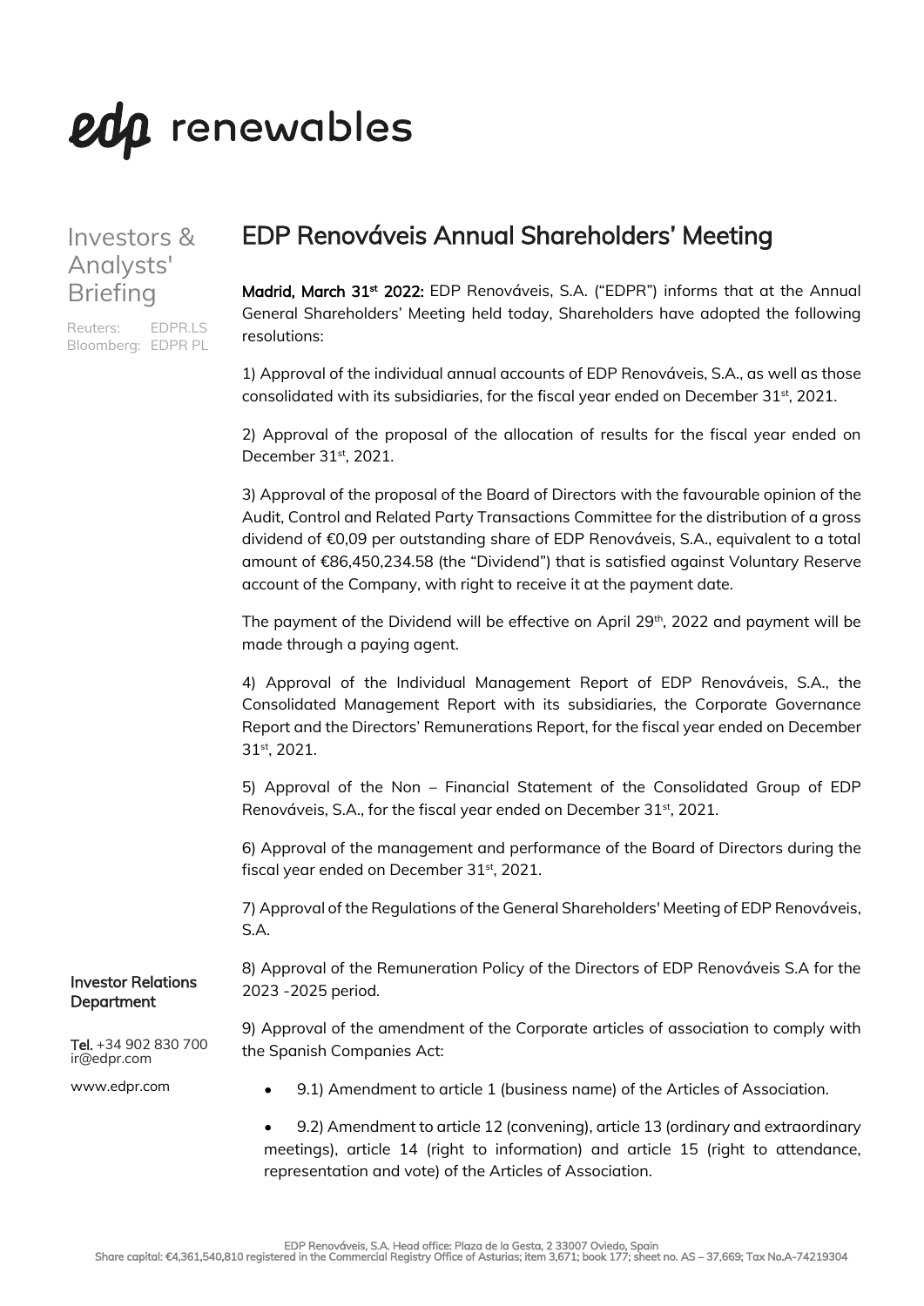edp renewables

Investors & Analysts' Briefing

Reuters: EDPR.LS
Bloomberg: EDPR PL

# EDP Renováveis Annual Shareholders' Meeting

**Madrid, March 31st 2022:** EDP Renováveis, S.A. ("EDPR") informs that at the Annual General Shareholders' Meeting held today, Shareholders have adopted the following resolutions:

1) Approval of the individual annual accounts of EDP Renováveis, S.A., as well as those consolidated with its subsidiaries, for the fiscal year ended on December 31st, 2021.

2) Approval of the proposal of the allocation of results for the fiscal year ended on December 31st, 2021.

3) Approval of the proposal of the Board of Directors with the favourable opinion of the Audit, Control and Related Party Transactions Committee for the distribution of a gross dividend of €0,09 per outstanding share of EDP Renováveis, S.A., equivalent to a total amount of €86,450,234.58 (the "Dividend") that is satisfied against Voluntary Reserve account of the Company, with right to receive it at the payment date.

The payment of the Dividend will be effective on April 29th, 2022 and payment will be made through a paying agent.

4) Approval of the Individual Management Report of EDP Renováveis, S.A., the Consolidated Management Report with its subsidiaries, the Corporate Governance Report and the Directors' Remunerations Report, for the fiscal year ended on December 31st, 2021.

5) Approval of the Non – Financial Statement of the Consolidated Group of EDP Renováveis, S.A., for the fiscal year ended on December 31st, 2021.

6) Approval of the management and performance of the Board of Directors during the fiscal year ended on December 31st, 2021.

7) Approval of the Regulations of the General Shareholders' Meeting of EDP Renováveis, S.A.

8) Approval of the Remuneration Policy of the Directors of EDP Renováveis S.A for the 2023 -2025 period.

9) Approval of the amendment of the Corporate articles of association to comply with the Spanish Companies Act:

- 9.1) Amendment to article 1 (business name) of the Articles of Association.
- 9.2) Amendment to article 12 (convening), article 13 (ordinary and extraordinary meetings), article 14 (right to information) and article 15 (right to attendance, representation and vote) of the Articles of Association.

**Investor Relations Department**

**Tel.** +34 902 830 700
ir@edpr.com

www.edpr.com

EDP Renováveis, S.A. Head office: Plaza de la Gesta, 2 33007 Oviedo, Spain
Share capital: €4,361,540,810 registered in the Commercial Registry Office of Asturias; item 3,671; book 177; sheet no. AS – 37,669; Tax No.A-74219304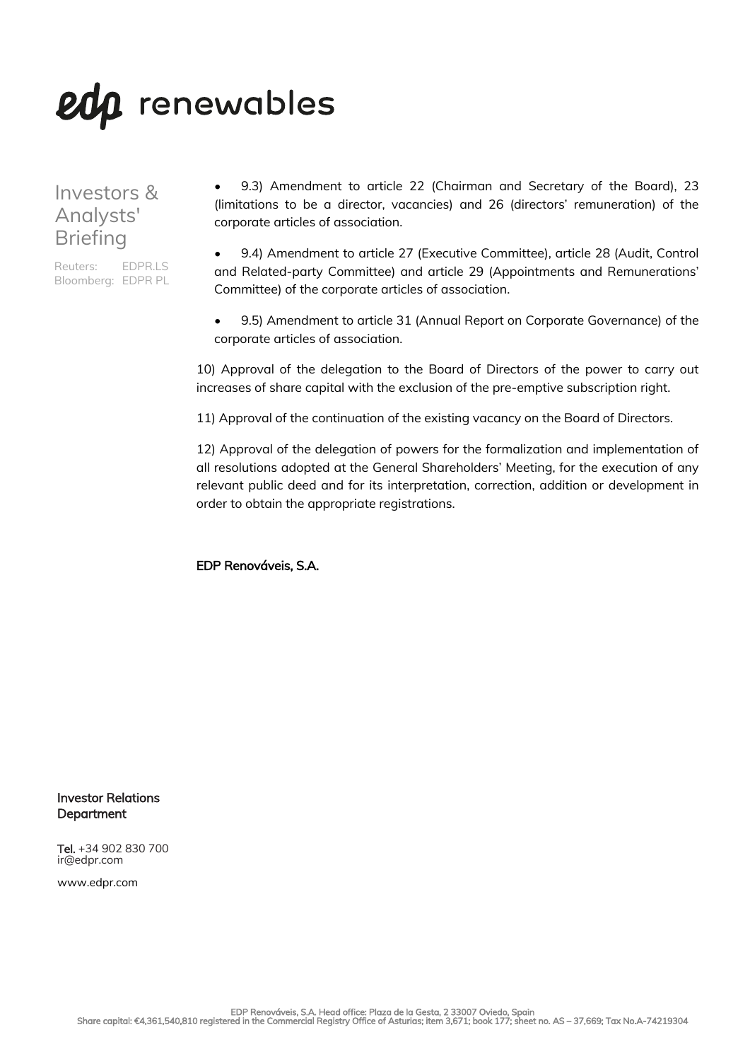Investors & Analysts' Briefing

Reuters: EDPR.LS
Bloomberg: EDPR PL

- 9.3) Amendment to article 22 (Chairman and Secretary of the Board), 23 (limitations to be a director, vacancies) and 26 (directors' remuneration) of the corporate articles of association.
- 9.4) Amendment to article 27 (Executive Committee), article 28 (Audit, Control and Related-party Committee) and article 29 (Appointments and Remunerations' Committee) of the corporate articles of association.
- 9.5) Amendment to article 31 (Annual Report on Corporate Governance) of the corporate articles of association.

10) Approval of the delegation to the Board of Directors of the power to carry out increases of share capital with the exclusion of the pre-emptive subscription right.

11) Approval of the continuation of the existing vacancy on the Board of Directors.

12) Approval of the delegation of powers for the formalization and implementation of all resolutions adopted at the General Shareholders' Meeting, for the execution of any relevant public deed and for its interpretation, correction, addition or development in order to obtain the appropriate registrations.

**EDP Renováveis, S.A.**

**Investor Relations Department**

**Tel.** +34 902 830 700
ir@edpr.com

www.edpr.com

EDP Renováveis, S.A. Head office: Plaza de la Gesta, 2 33007 Oviedo, Spain
Share capital: €4,361,540,810 registered in the Commercial Registry Office of Asturias; item 3,671; book 177; sheet no. AS – 37,669; Tax No.A-74219304